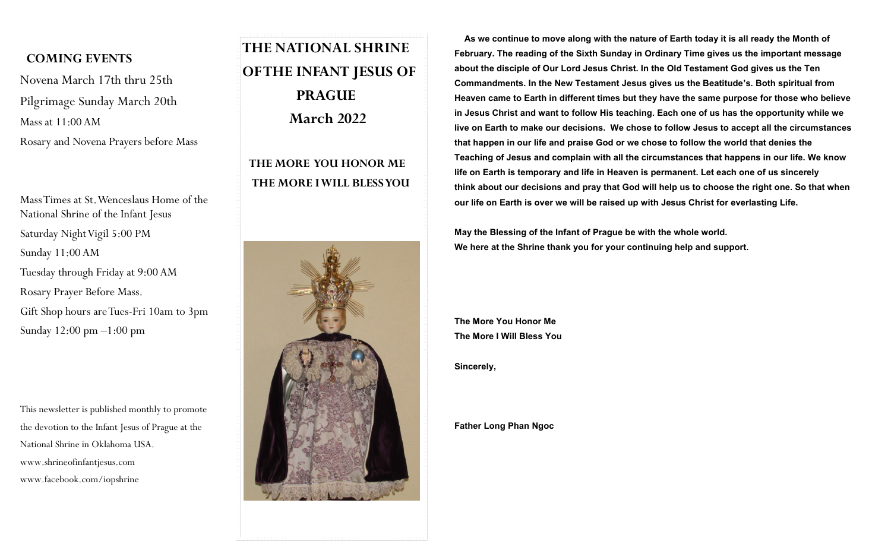## COMING EVENTS

Novena March 17th thru 25th

Pilgrimage Sunday March 20th

Mass at 11:00 AM

Rosary and Novena Prayers before Mass

Mass Times at St. Wenceslaus Home of the National Shrine of the Infant Jesus

Saturday Night Vigil 5:00 PM

Sunday 11:00 AM

Tuesday through Friday at 9:00 AM

Rosary Prayer Before Mass.

Gift Shop hours are Tues-Fri 10am to 3pm

Sunday 12:00 pm –1:00 pm

This newsletter is published monthly to promote the devotion to the Infant Jesus of Prague at the National Shrine in Oklahoma USA.

www.shrineofinfantjesus.com

www.facebook.com/iopshrine

# THE NATIONAL SHRINE OF THE INFANT JESUS OF PRAGUE

## March 2022

### THE MORE YOU HONOR ME THE MORE I WILL BLESS YOU

**As we continue to move along with the nature of Earth today it is all ready the Month of February. The reading of the Sixth Sunday in Ordinary Time gives us the important message about the disciple of Our Lord Jesus Christ. In the Old Testament God gives us the Ten Commandments. In the New Testament Jesus gives us the Beatitude's. Both spiritual from Heaven came to Earth in different times but they have the same purpose for those who believe in Jesus Christ and want to follow His teaching. Each one of us has the opportunity while we live on Earth to make our decisions. We chose to follow Jesus to accept all the circumstances that happen in our life and praise God or we chose to follow the world that denies the Teaching of Jesus and complain with all the circumstances that happens in our life. We know life on Earth is temporary and life in Heaven is permanent. Let each one of us sincerely think about our decisions and pray that God will help us to choose the right one. So that when our life on Earth is over we will be raised up with Jesus Christ for everlasting Life.**

**May the Blessing of the Infant of Prague be with the whole world.**
**We here at the Shrine thank you for your continuing help and support.**

**The More You Honor Me**
**The More I Will Bless You**

**Sincerely,**

**Father Long Phan Ngoc**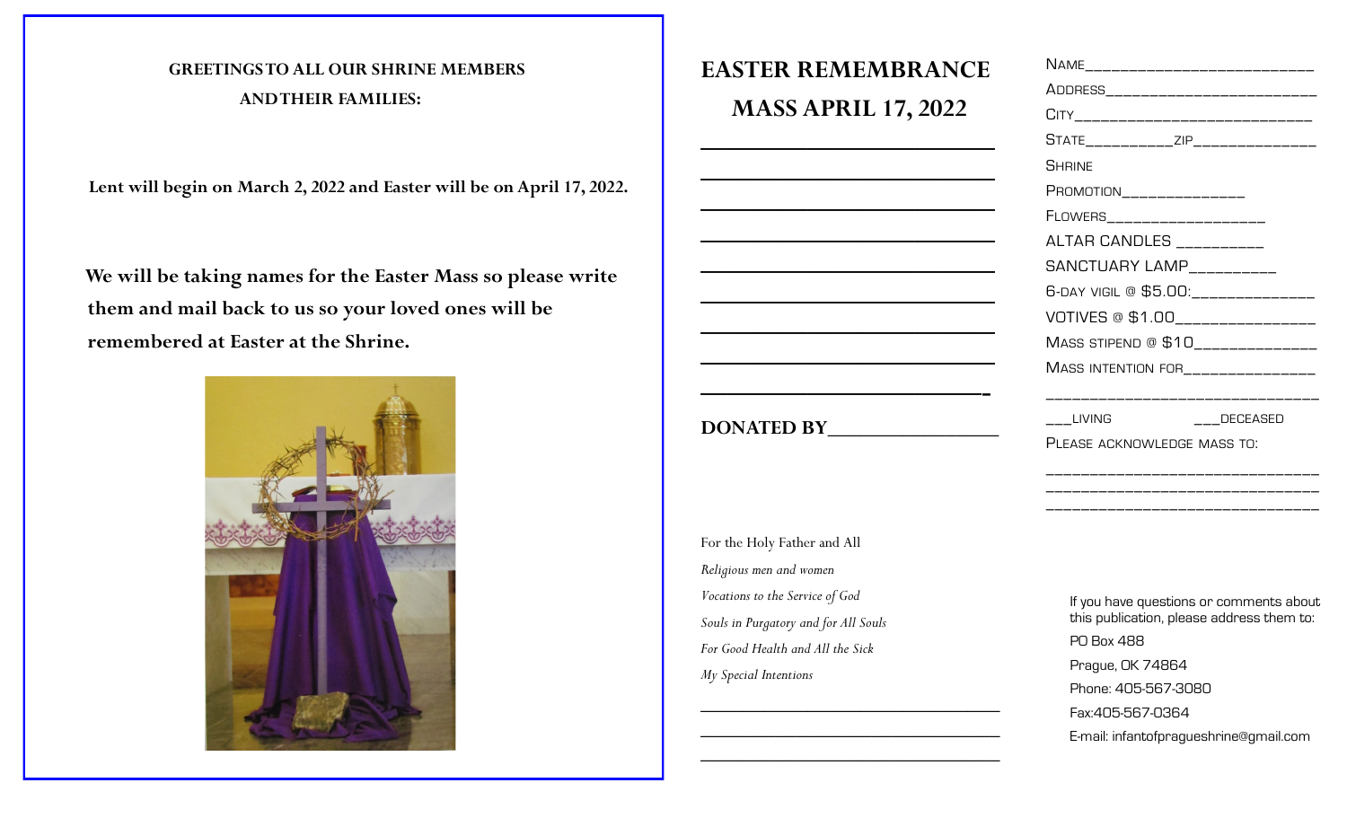**GREETINGS TO ALL OUR SHRINE MEMBERS AND THEIR FAMILIES:**

**Lent will begin on March 2, 2022 and Easter will be on April 17, 2022.**

**We will be taking names for the Easter Mass so please write them and mail back to us so your loved ones will be remembered at Easter at the Shrine.**

## EASTER REMEMBRANCE MASS APRIL 17, 2022

______________________________

______________________________

______________________________

______________________________

______________________________

______________________________

______________________________

______________________________

______________________________

**DONATED BY**________________

For the Holy Father and All

*Religious men and women*

*Vocations to the Service of God*

*Souls in Purgatory and for All Souls*

*For Good Health and All the Sick*

*My Special Intentions*

______________________________

______________________________

______________________________

NAME__________________________

ADDRESS________________________

CITY___________________________

STATE__________ZIP______________

SHRINE

PROMOTION______________

FLOWERS__________________

ALTAR CANDLES __________

SANCTUARY LAMP__________

6-DAY VIGIL @ $5.00:______________

VOTIVES @ $1.00________________

MASS STIPEND @ $10______________

MASS INTENTION FOR_______________

______________________________

___LIVING ___DECEASED

PLEASE ACKNOWLEDGE MASS TO:

______________________________

______________________________

______________________________

If you have questions or comments about this publication, please address them to:

PO Box 488

Prague, OK 74864

Phone: 405-567-3080

Fax:405-567-0364

E-mail: infantofpragueshrine@gmail.com